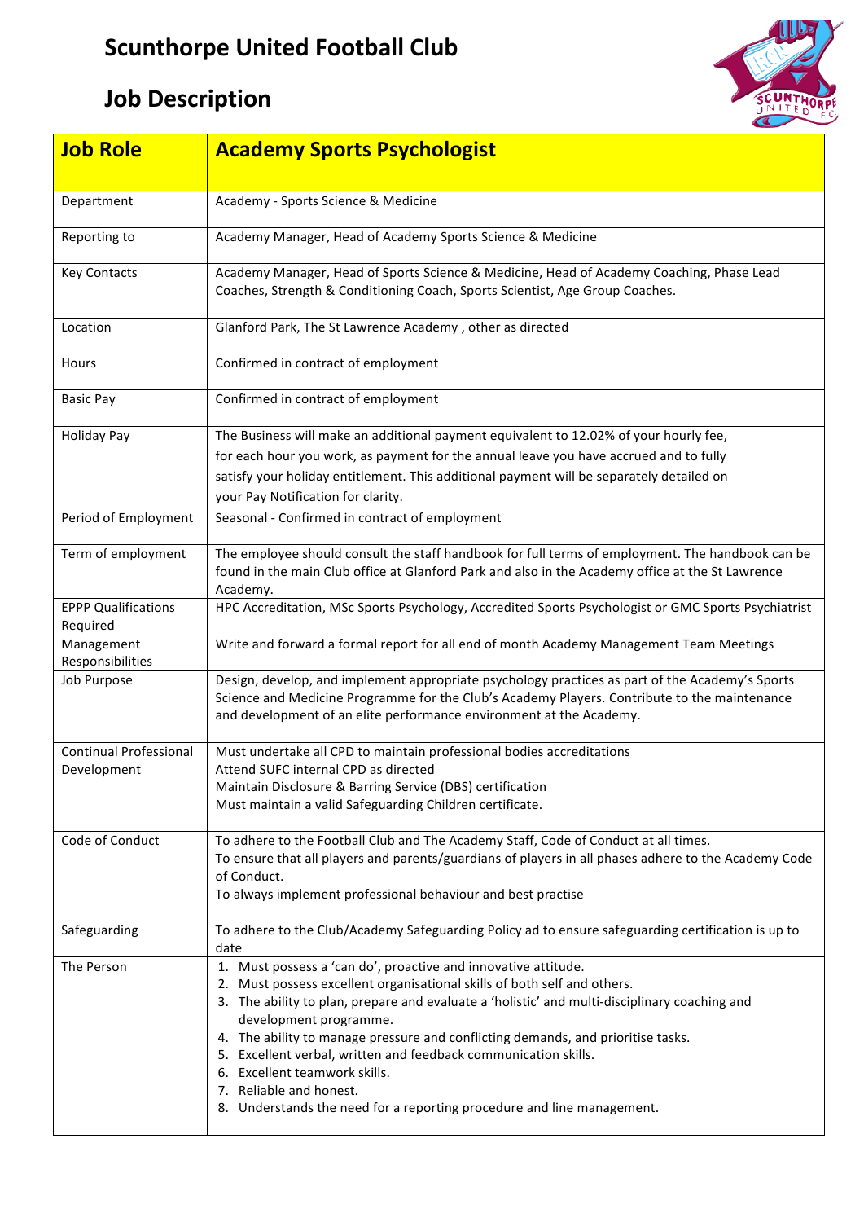# Scunthorpe United Football Club

## Job Description

| **Job Role** | **Academy Sports Psychologist** |
|---|---|
| Department | Academy - Sports Science & Medicine |
| Reporting to | Academy Manager, Head of Academy Sports Science & Medicine |
| Key Contacts | Academy Manager, Head of Sports Science & Medicine, Head of Academy Coaching, Phase Lead Coaches, Strength & Conditioning Coach, Sports Scientist, Age Group Coaches. |
| Location | Glanford Park, The St Lawrence Academy , other as directed |
| Hours | Confirmed in contract of employment |
| Basic Pay | Confirmed in contract of employment |
| Holiday Pay | The Business will make an additional payment equivalent to 12.02% of your hourly fee, for each hour you work, as payment for the annual leave you have accrued and to fully satisfy your holiday entitlement. This additional payment will be separately detailed on your Pay Notification for clarity. |
| Period of Employment | Seasonal - Confirmed in contract of employment |
| Term of employment | The employee should consult the staff handbook for full terms of employment. The handbook can be found in the main Club office at Glanford Park and also in the Academy office at the St Lawrence Academy. |
| EPPP Qualifications Required | HPC Accreditation, MSc Sports Psychology, Accredited Sports Psychologist or GMC Sports Psychiatrist |
| Management Responsibilities | Write and forward a formal report for all end of month Academy Management Team Meetings |
| Job Purpose | Design, develop, and implement appropriate psychology practices as part of the Academy's Sports Science and Medicine Programme for the Club's Academy Players. Contribute to the maintenance and development of an elite performance environment at the Academy. |
| Continual Professional Development | Must undertake all CPD to maintain professional bodies accreditations<br>Attend SUFC internal CPD as directed<br>Maintain Disclosure & Barring Service (DBS) certification<br>Must maintain a valid Safeguarding Children certificate. |
| Code of Conduct | To adhere to the Football Club and The Academy Staff, Code of Conduct at all times.<br>To ensure that all players and parents/guardians of players in all phases adhere to the Academy Code of Conduct.<br>To always implement professional behaviour and best practise |
| Safeguarding | To adhere to the Club/Academy Safeguarding Policy ad to ensure safeguarding certification is up to date |
| The Person | 1. Must possess a 'can do', proactive and innovative attitude.<br>2. Must possess excellent organisational skills of both self and others.<br>3. The ability to plan, prepare and evaluate a 'holistic' and multi-disciplinary coaching and development programme.<br>4. The ability to manage pressure and conflicting demands, and prioritise tasks.<br>5. Excellent verbal, written and feedback communication skills.<br>6. Excellent teamwork skills.<br>7. Reliable and honest.<br>8. Understands the need for a reporting procedure and line management. |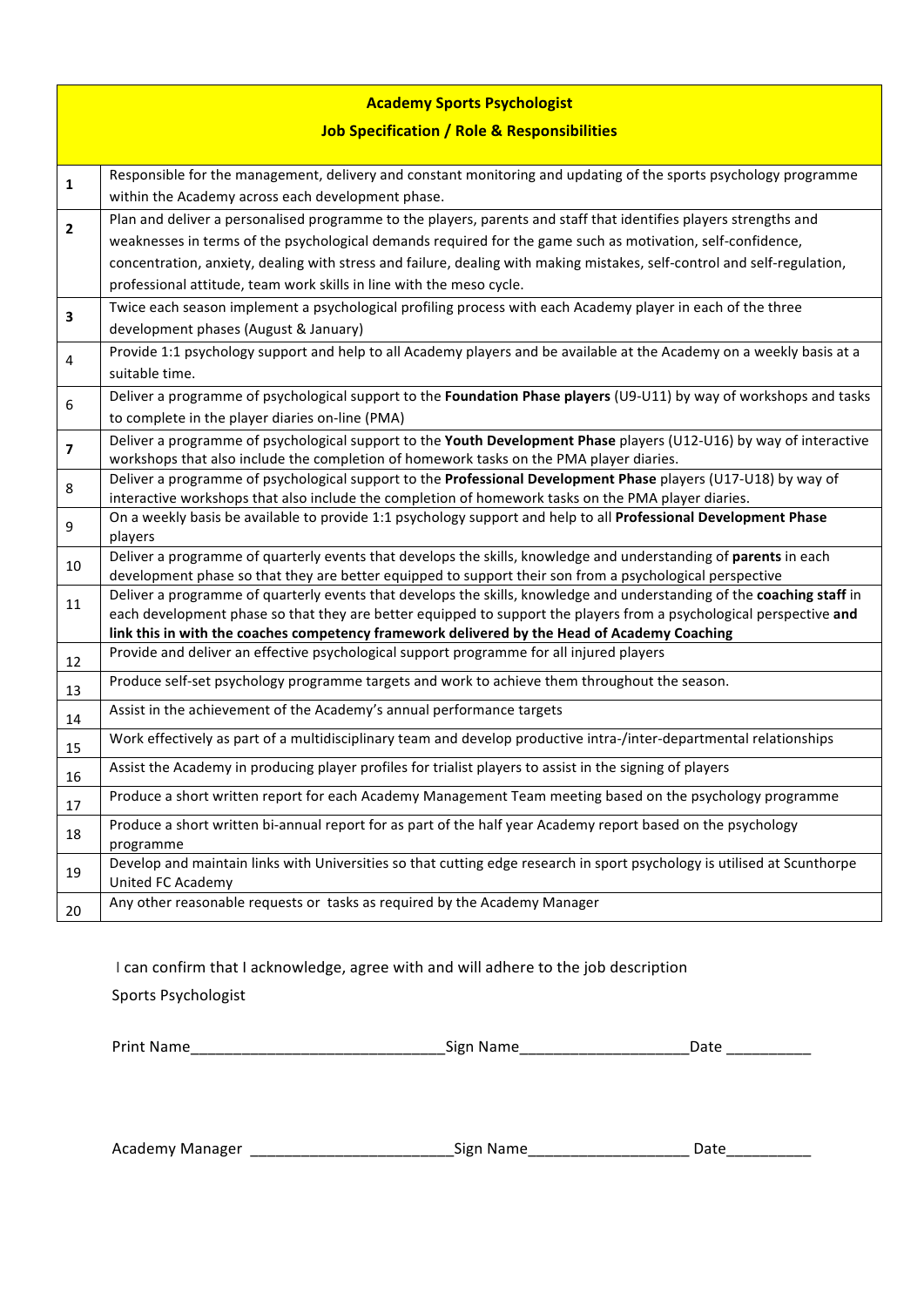| Academy Sports Psychologist<br>Job Specification / Role & Responsibilities | |
|---|---|
| **1** | Responsible for the management, delivery and constant monitoring and updating of the sports psychology programme within the Academy across each development phase. |
| **2** | Plan and deliver a personalised programme to the players, parents and staff that identifies players strengths and weaknesses in terms of the psychological demands required for the game such as motivation, self-confidence, concentration, anxiety, dealing with stress and failure, dealing with making mistakes, self-control and self-regulation, professional attitude, team work skills in line with the meso cycle. |
| **3** | Twice each season implement a psychological profiling process with each Academy player in each of the three development phases (August & January) |
| 4 | Provide 1:1 psychology support and help to all Academy players and be available at the Academy on a weekly basis at a suitable time. |
| 6 | Deliver a programme of psychological support to the **Foundation Phase players** (U9-U11) by way of workshops and tasks to complete in the player diaries on-line (PMA) |
| **7** | Deliver a programme of psychological support to the **Youth Development Phase** players (U12-U16) by way of interactive workshops that also include the completion of homework tasks on the PMA player diaries. |
| 8 | Deliver a programme of psychological support to the **Professional Development Phase** players (U17-U18) by way of interactive workshops that also include the completion of homework tasks on the PMA player diaries. |
| 9 | On a weekly basis be available to provide 1:1 psychology support and help to all **Professional Development Phase** players |
| 10 | Deliver a programme of quarterly events that develops the skills, knowledge and understanding of **parents** in each development phase so that they are better equipped to support their son from a psychological perspective |
| 11 | Deliver a programme of quarterly events that develops the skills, knowledge and understanding of the **coaching staff** in each development phase so that they are better equipped to support the players from a psychological perspective **and link this in with the coaches competency framework delivered by the Head of Academy Coaching** |
| 12 | Provide and deliver an effective psychological support programme for all injured players |
| 13 | Produce self-set psychology programme targets and work to achieve them throughout the season. |
| 14 | Assist in the achievement of the Academy's annual performance targets |
| 15 | Work effectively as part of a multidisciplinary team and develop productive intra-/inter-departmental relationships |
| 16 | Assist the Academy in producing player profiles for trialist players to assist in the signing of players |
| 17 | Produce a short written report for each Academy Management Team meeting based on the psychology programme |
| 18 | Produce a short written bi-annual report for as part of the half year Academy report based on the psychology programme |
| 19 | Develop and maintain links with Universities so that cutting edge research in sport psychology is utilised at Scunthorpe United FC Academy |
| 20 | Any other reasonable requests or tasks as required by the Academy Manager |

I can confirm that I acknowledge, agree with and will adhere to the job description

Sports Psychologist

Print Name______________________________ Sign Name____________________ Date __________

Academy Manager ________________________ Sign Name___________________ Date__________